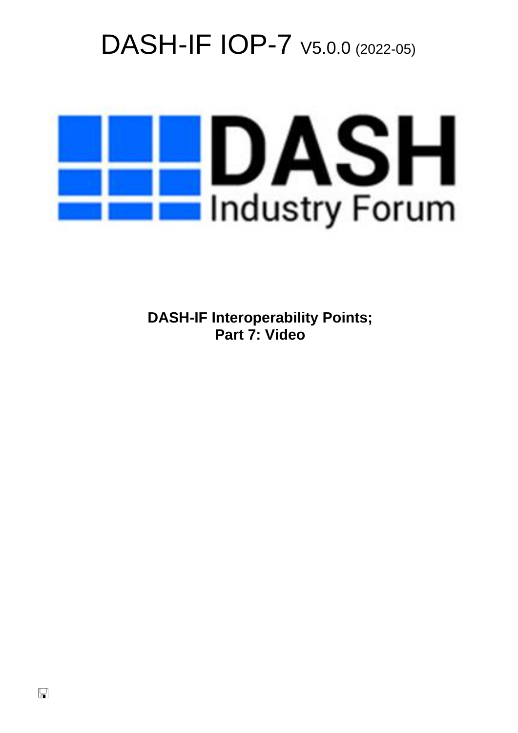# DASH-IF IOP-7 V5.0.0 (2022-05)

DASH Industry Forum

**DASH-IF Interoperability Points;**
**Part 7: Video**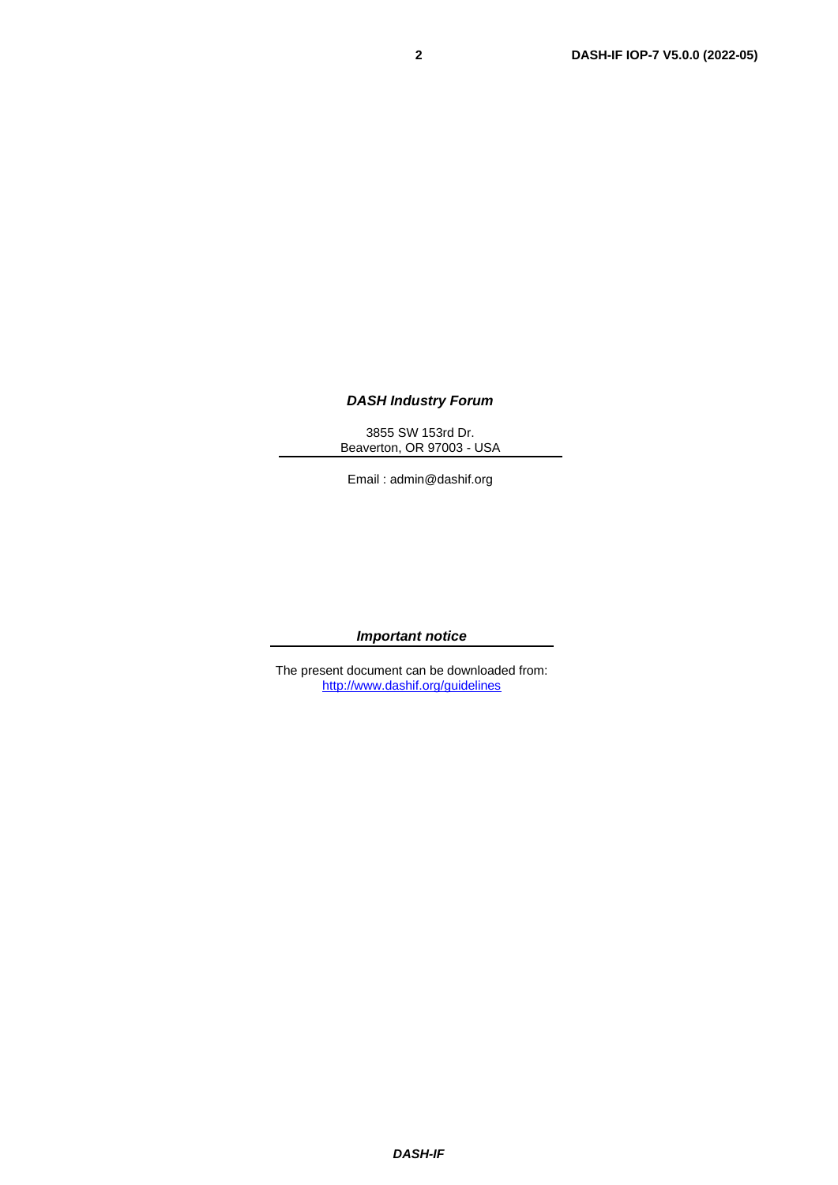***DASH Industry Forum***

3855 SW 153rd Dr.
Beaverton, OR 97003 - USA

Email : admin@dashif.org

***Important notice***

The present document can be downloaded from:
[http://www.dashif.org/guidelines](http://www.dashif.org/guidelines)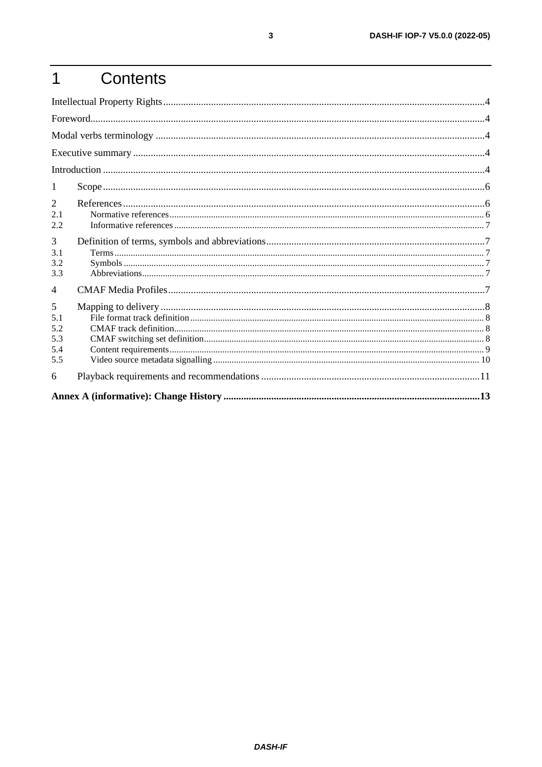# 1 Contents

Intellectual Property Rights....4

Foreword....4

Modal verbs terminology....4

Executive summary....4

Introduction....4

1 Scope....6

2 References....6
- 2.1 Normative references....6
- 2.2 Informative references....7

3 Definition of terms, symbols and abbreviations....7
- 3.1 Terms....7
- 3.2 Symbols....7
- 3.3 Abbreviations....7

4 CMAF Media Profiles....7

5 Mapping to delivery....8
- 5.1 File format track definition....8
- 5.2 CMAF track definition....8
- 5.3 CMAF switching set definition....8
- 5.4 Content requirements....9
- 5.5 Video source metadata signalling....10

6 Playback requirements and recommendations....11

**Annex A (informative): Change History....13**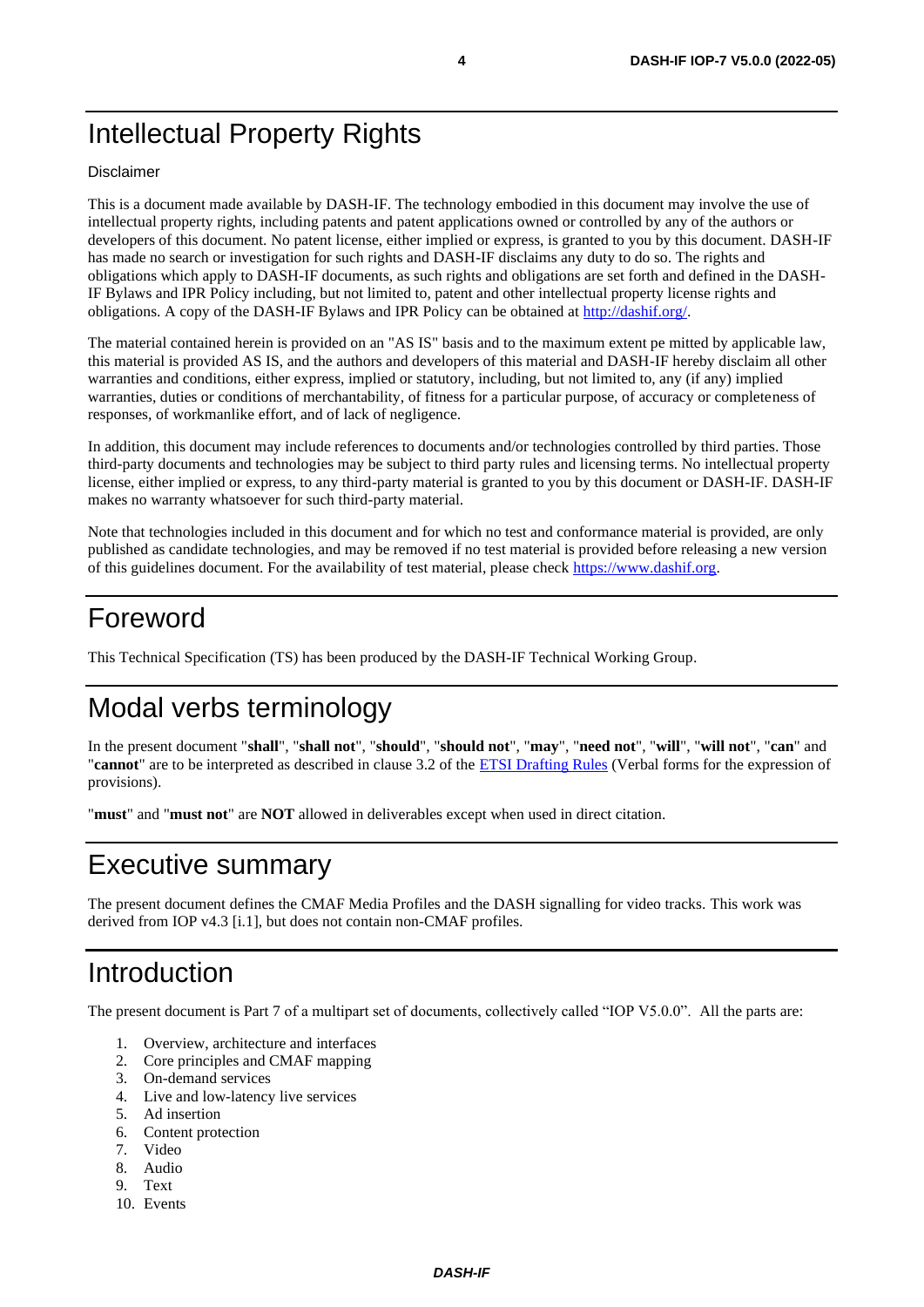# Intellectual Property Rights

Disclaimer

This is a document made available by DASH-IF. The technology embodied in this document may involve the use of intellectual property rights, including patents and patent applications owned or controlled by any of the authors or developers of this document. No patent license, either implied or express, is granted to you by this document. DASH-IF has made no search or investigation for such rights and DASH-IF disclaims any duty to do so. The rights and obligations which apply to DASH-IF documents, as such rights and obligations are set forth and defined in the DASH-IF Bylaws and IPR Policy including, but not limited to, patent and other intellectual property license rights and obligations. A copy of the DASH-IF Bylaws and IPR Policy can be obtained at [http://dashif.org/](http://dashif.org/).

The material contained herein is provided on an "AS IS" basis and to the maximum extent pe mitted by applicable law, this material is provided AS IS, and the authors and developers of this material and DASH-IF hereby disclaim all other warranties and conditions, either express, implied or statutory, including, but not limited to, any (if any) implied warranties, duties or conditions of merchantability, of fitness for a particular purpose, of accuracy or completeness of responses, of workmanlike effort, and of lack of negligence.

In addition, this document may include references to documents and/or technologies controlled by third parties. Those third-party documents and technologies may be subject to third party rules and licensing terms. No intellectual property license, either implied or express, to any third-party material is granted to you by this document or DASH-IF. DASH-IF makes no warranty whatsoever for such third-party material.

Note that technologies included in this document and for which no test and conformance material is provided, are only published as candidate technologies, and may be removed if no test material is provided before releasing a new version of this guidelines document. For the availability of test material, please check [https://www.dashif.org](https://www.dashif.org).

# Foreword

This Technical Specification (TS) has been produced by the DASH-IF Technical Working Group.

# Modal verbs terminology

In the present document "**shall**", "**shall not**", "**should**", "**should not**", "**may**", "**need not**", "**will**", "**will not**", "**can**" and "**cannot**" are to be interpreted as described in clause 3.2 of the [ETSI Drafting Rules](https://portal.etsi.org/Services/editHelp!/Howtostart/ETSIDraftingRules.aspx) (Verbal forms for the expression of provisions).

"**must**" and "**must not**" are **NOT** allowed in deliverables except when used in direct citation.

# Executive summary

The present document defines the CMAF Media Profiles and the DASH signalling for video tracks. This work was derived from IOP v4.3 [i.1], but does not contain non-CMAF profiles.

# Introduction

The present document is Part 7 of a multipart set of documents, collectively called "IOP V5.0.0". All the parts are:

1. Overview, architecture and interfaces
2. Core principles and CMAF mapping
3. On-demand services
4. Live and low-latency live services
5. Ad insertion
6. Content protection
7. Video
8. Audio
9. Text
10. Events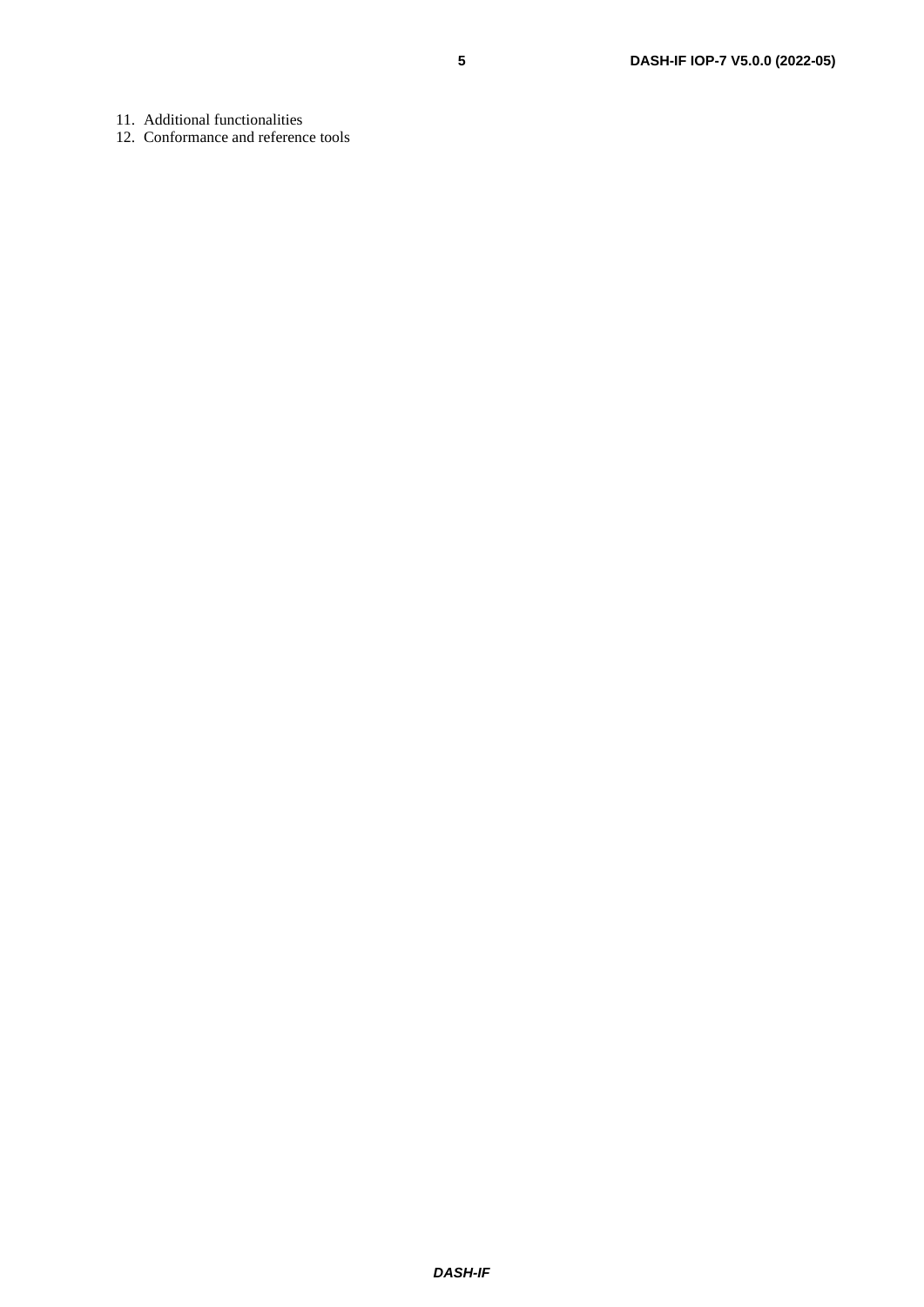11. Additional functionalities
12. Conformance and reference tools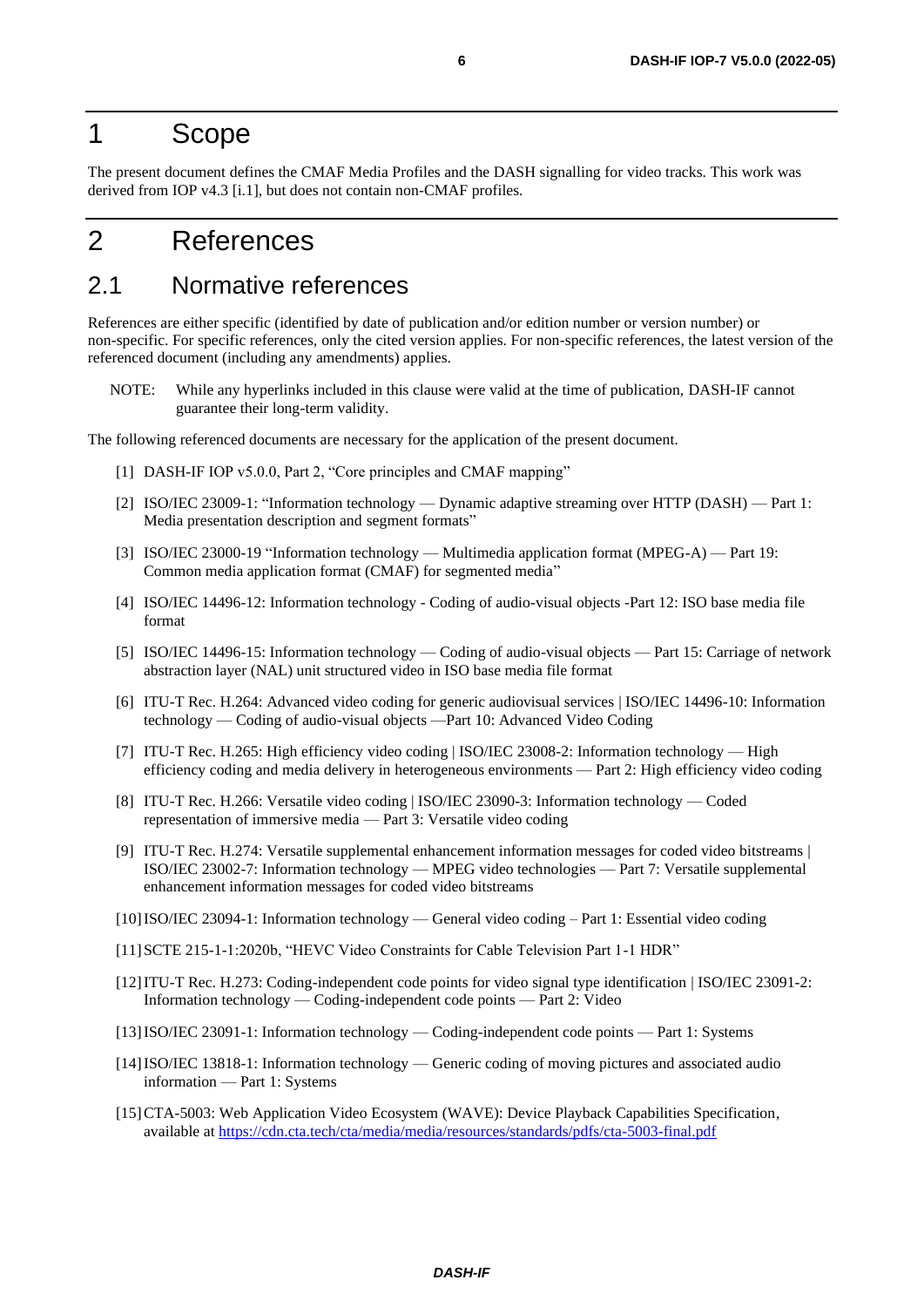# 1 Scope

The present document defines the CMAF Media Profiles and the DASH signalling for video tracks. This work was derived from IOP v4.3 [i.1], but does not contain non-CMAF profiles.

# 2 References

## 2.1 Normative references

References are either specific (identified by date of publication and/or edition number or version number) or non-specific. For specific references, only the cited version applies. For non-specific references, the latest version of the referenced document (including any amendments) applies.

NOTE: While any hyperlinks included in this clause were valid at the time of publication, DASH-IF cannot guarantee their long-term validity.

The following referenced documents are necessary for the application of the present document.

[1] DASH-IF IOP v5.0.0, Part 2, "Core principles and CMAF mapping"

[2] ISO/IEC 23009-1: "Information technology — Dynamic adaptive streaming over HTTP (DASH) — Part 1: Media presentation description and segment formats"

[3] ISO/IEC 23000-19 "Information technology — Multimedia application format (MPEG-A) — Part 19: Common media application format (CMAF) for segmented media"

[4] ISO/IEC 14496-12: Information technology - Coding of audio-visual objects -Part 12: ISO base media file format

[5] ISO/IEC 14496-15: Information technology — Coding of audio-visual objects — Part 15: Carriage of network abstraction layer (NAL) unit structured video in ISO base media file format

[6] ITU-T Rec. H.264: Advanced video coding for generic audiovisual services | ISO/IEC 14496-10: Information technology — Coding of audio-visual objects —Part 10: Advanced Video Coding

[7] ITU-T Rec. H.265: High efficiency video coding | ISO/IEC 23008-2: Information technology — High efficiency coding and media delivery in heterogeneous environments — Part 2: High efficiency video coding

[8] ITU-T Rec. H.266: Versatile video coding | ISO/IEC 23090-3: Information technology — Coded representation of immersive media — Part 3: Versatile video coding

[9] ITU-T Rec. H.274: Versatile supplemental enhancement information messages for coded video bitstreams | ISO/IEC 23002-7: Information technology — MPEG video technologies — Part 7: Versatile supplemental enhancement information messages for coded video bitstreams

[10] ISO/IEC 23094-1: Information technology — General video coding – Part 1: Essential video coding

[11] SCTE 215-1-1:2020b, "HEVC Video Constraints for Cable Television Part 1-1 HDR"

[12] ITU-T Rec. H.273: Coding-independent code points for video signal type identification | ISO/IEC 23091-2: Information technology — Coding-independent code points — Part 2: Video

[13] ISO/IEC 23091-1: Information technology — Coding-independent code points — Part 1: Systems

[14] ISO/IEC 13818-1: Information technology — Generic coding of moving pictures and associated audio information — Part 1: Systems

[15] CTA-5003: Web Application Video Ecosystem (WAVE): Device Playback Capabilities Specification, available at https://cdn.cta.tech/cta/media/media/resources/standards/pdfs/cta-5003-final.pdf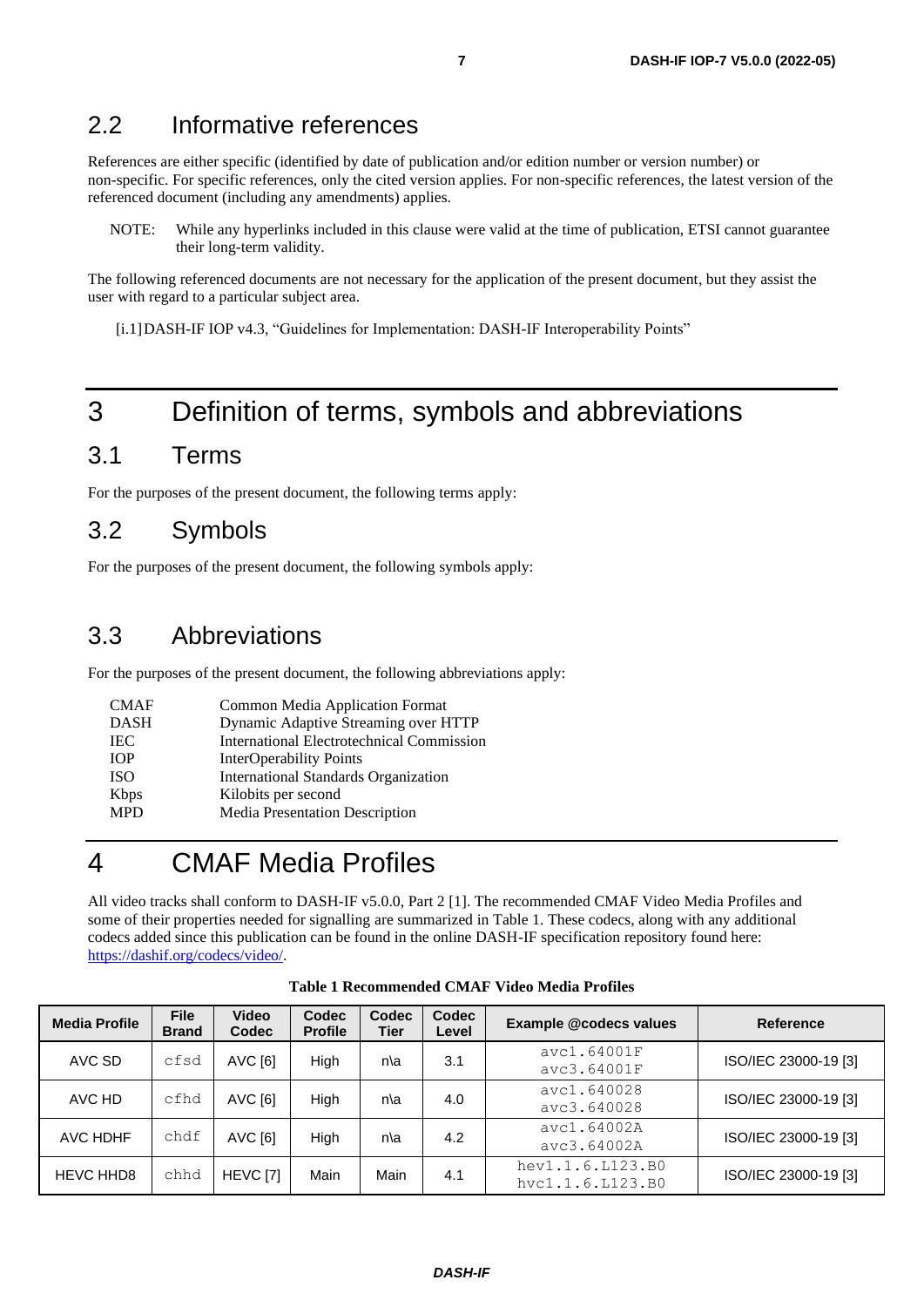## 2.2 Informative references

References are either specific (identified by date of publication and/or edition number or version number) or non-specific. For specific references, only the cited version applies. For non-specific references, the latest version of the referenced document (including any amendments) applies.

NOTE: While any hyperlinks included in this clause were valid at the time of publication, ETSI cannot guarantee their long-term validity.

The following referenced documents are not necessary for the application of the present document, but they assist the user with regard to a particular subject area.

[i.1] DASH-IF IOP v4.3, "Guidelines for Implementation: DASH-IF Interoperability Points"

# 3 Definition of terms, symbols and abbreviations

## 3.1 Terms

For the purposes of the present document, the following terms apply:

## 3.2 Symbols

For the purposes of the present document, the following symbols apply:

## 3.3 Abbreviations

For the purposes of the present document, the following abbreviations apply:

| | |
|---|---|
| CMAF | Common Media Application Format |
| DASH | Dynamic Adaptive Streaming over HTTP |
| IEC | International Electrotechnical Commission |
| IOP | InterOperability Points |
| ISO | International Standards Organization |
| Kbps | Kilobits per second |
| MPD | Media Presentation Description |

# 4 CMAF Media Profiles

All video tracks shall conform to DASH-IF v5.0.0, Part 2 [1]. The recommended CMAF Video Media Profiles and some of their properties needed for signalling are summarized in Table 1. These codecs, along with any additional codecs added since this publication can be found in the online DASH-IF specification repository found here: https://dashif.org/codecs/video/.

**Table 1 Recommended CMAF Video Media Profiles**

| Media Profile | File Brand | Video Codec | Codec Profile | Codec Tier | Codec Level | Example @codecs values | Reference |
|---|---|---|---|---|---|---|---|
| AVC SD | cfsd | AVC [6] | High | n\a | 3.1 | avc1.64001F<br>avc3.64001F | ISO/IEC 23000-19 [3] |
| AVC HD | cfhd | AVC [6] | High | n\a | 4.0 | avc1.640028<br>avc3.640028 | ISO/IEC 23000-19 [3] |
| AVC HDHF | chdf | AVC [6] | High | n\a | 4.2 | avc1.64002A<br>avc3.64002A | ISO/IEC 23000-19 [3] |
| HEVC HHD8 | chhd | HEVC [7] | Main | Main | 4.1 | hev1.1.6.L123.B0<br>hvc1.1.6.L123.B0 | ISO/IEC 23000-19 [3] |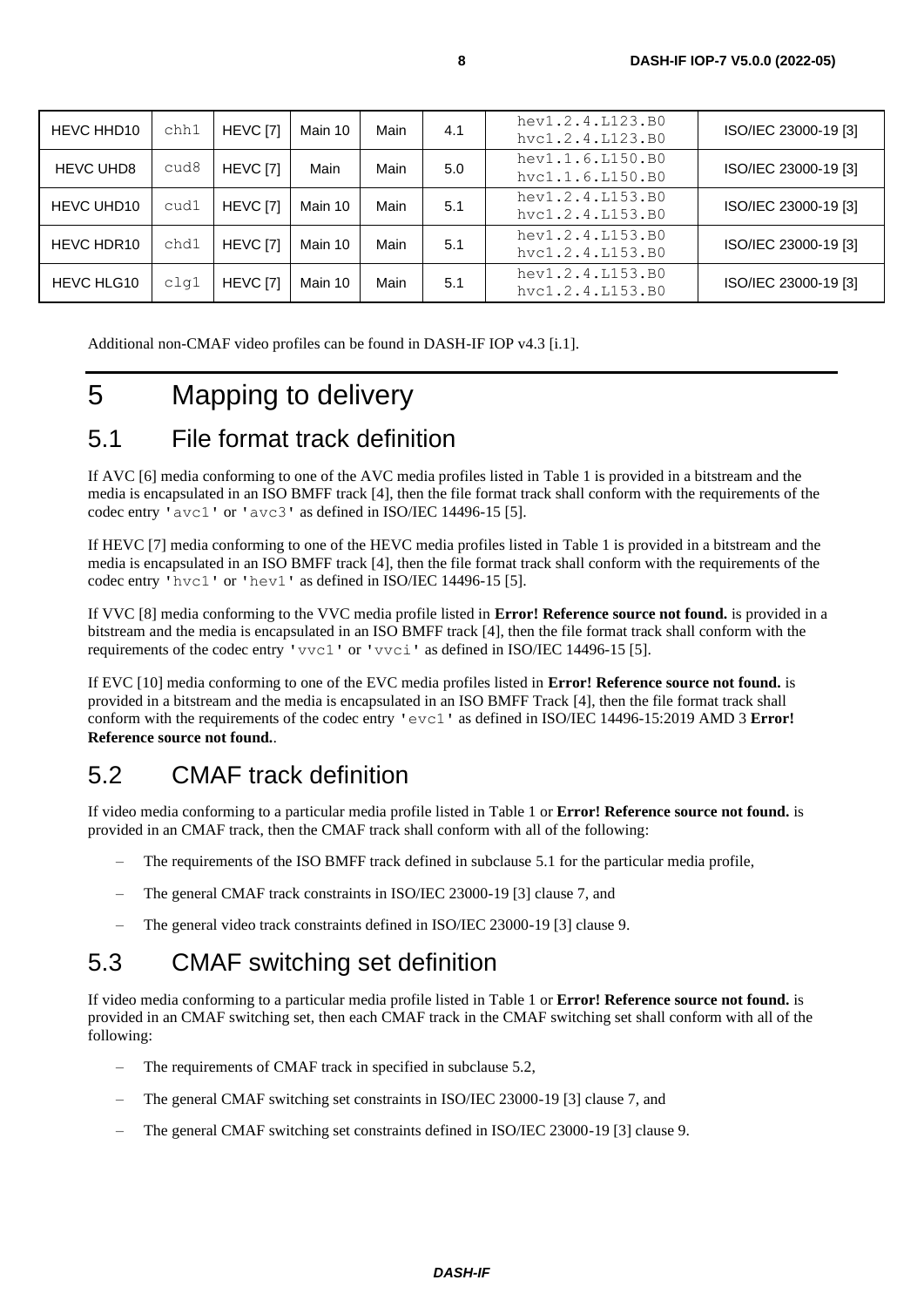| HEVC HHD10 | chh1 | HEVC [7] | Main 10 | Main | 4.1 | hev1.2.4.L123.B0<br>hvc1.2.4.L123.B0 | ISO/IEC 23000-19 [3] |
|---|---|---|---|---|---|---|---|
| HEVC UHD8 | cud8 | HEVC [7] | Main | Main | 5.0 | hev1.1.6.L150.B0<br>hvc1.1.6.L150.B0 | ISO/IEC 23000-19 [3] |
| HEVC UHD10 | cud1 | HEVC [7] | Main 10 | Main | 5.1 | hev1.2.4.L153.B0<br>hvc1.2.4.L153.B0 | ISO/IEC 23000-19 [3] |
| HEVC HDR10 | chd1 | HEVC [7] | Main 10 | Main | 5.1 | hev1.2.4.L153.B0<br>hvc1.2.4.L153.B0 | ISO/IEC 23000-19 [3] |
| HEVC HLG10 | clg1 | HEVC [7] | Main 10 | Main | 5.1 | hev1.2.4.L153.B0<br>hvc1.2.4.L153.B0 | ISO/IEC 23000-19 [3] |

Additional non-CMAF video profiles can be found in DASH-IF IOP v4.3 [i.1].

# 5 Mapping to delivery

## 5.1 File format track definition

If AVC [6] media conforming to one of the AVC media profiles listed in Table 1 is provided in a bitstream and the media is encapsulated in an ISO BMFF track [4], then the file format track shall conform with the requirements of the codec entry 'avc1' or 'avc3' as defined in ISO/IEC 14496-15 [5].

If HEVC [7] media conforming to one of the HEVC media profiles listed in Table 1 is provided in a bitstream and the media is encapsulated in an ISO BMFF track [4], then the file format track shall conform with the requirements of the codec entry 'hvc1' or 'hev1' as defined in ISO/IEC 14496-15 [5].

If VVC [8] media conforming to the VVC media profile listed in **Error! Reference source not found.** is provided in a bitstream and the media is encapsulated in an ISO BMFF track [4], then the file format track shall conform with the requirements of the codec entry 'vvc1' or 'vvci' as defined in ISO/IEC 14496-15 [5].

If EVC [10] media conforming to one of the EVC media profiles listed in **Error! Reference source not found.** is provided in a bitstream and the media is encapsulated in an ISO BMFF Track [4], then the file format track shall conform with the requirements of the codec entry 'evc1' as defined in ISO/IEC 14496-15:2019 AMD 3 **Error! Reference source not found.**.

## 5.2 CMAF track definition

If video media conforming to a particular media profile listed in Table 1 or **Error! Reference source not found.** is provided in an CMAF track, then the CMAF track shall conform with all of the following:

- The requirements of the ISO BMFF track defined in subclause 5.1 for the particular media profile,
- The general CMAF track constraints in ISO/IEC 23000-19 [3] clause 7, and
- The general video track constraints defined in ISO/IEC 23000-19 [3] clause 9.

## 5.3 CMAF switching set definition

If video media conforming to a particular media profile listed in Table 1 or **Error! Reference source not found.** is provided in an CMAF switching set, then each CMAF track in the CMAF switching set shall conform with all of the following:

- The requirements of CMAF track in specified in subclause 5.2,
- The general CMAF switching set constraints in ISO/IEC 23000-19 [3] clause 7, and
- The general CMAF switching set constraints defined in ISO/IEC 23000-19 [3] clause 9.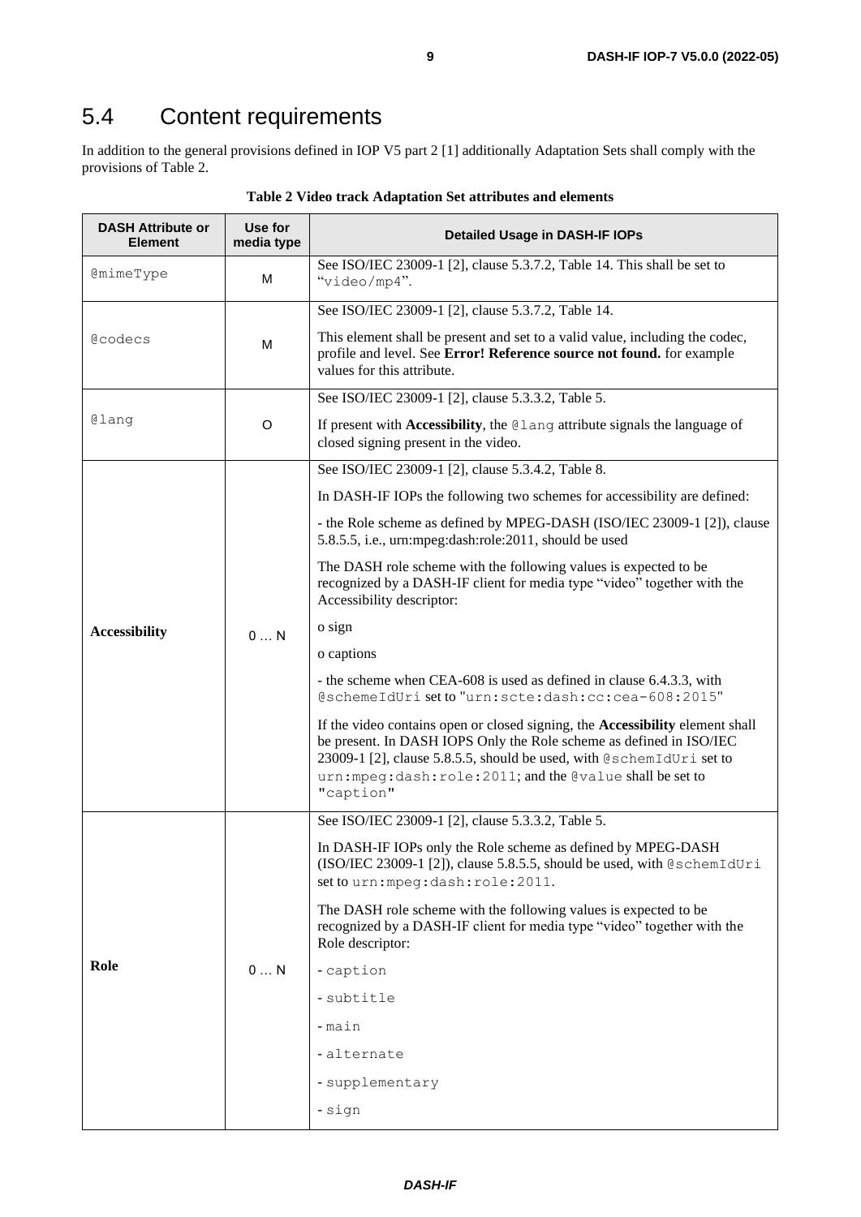## 5.4 Content requirements

In addition to the general provisions defined in IOP V5 part 2 [1] additionally Adaptation Sets shall comply with the provisions of Table 2.

**Table 2 Video track Adaptation Set attributes and elements**

| DASH Attribute or Element | Use for media type | Detailed Usage in DASH-IF IOPs |
|---|---|---|
| @mimeType | M | See ISO/IEC 23009-1 [2], clause 5.3.7.2, Table 14. This shall be set to "video/mp4". |
| @codecs | M | See ISO/IEC 23009-1 [2], clause 5.3.7.2, Table 14.<br><br>This element shall be present and set to a valid value, including the codec, profile and level. See **Error! Reference source not found.** for example values for this attribute. |
| @lang | O | See ISO/IEC 23009-1 [2], clause 5.3.3.2, Table 5.<br><br>If present with **Accessibility**, the @lang attribute signals the language of closed signing present in the video. |
| **Accessibility** | 0 … N | See ISO/IEC 23009-1 [2], clause 5.3.4.2, Table 8.<br><br>In DASH-IF IOPs the following two schemes for accessibility are defined:<br><br>- the Role scheme as defined by MPEG-DASH (ISO/IEC 23009-1 [2]), clause 5.8.5.5, i.e., urn:mpeg:dash:role:2011, should be used<br><br>The DASH role scheme with the following values is expected to be recognized by a DASH-IF client for media type "video" together with the Accessibility descriptor:<br><br>o sign<br><br>o captions<br><br>- the scheme when CEA-608 is used as defined in clause 6.4.3.3, with @schemeIdUri set to "urn:scte:dash:cc:cea-608:2015"<br><br>If the video contains open or closed signing, the **Accessibility** element shall be present. In DASH IOPS Only the Role scheme as defined in ISO/IEC 23009-1 [2], clause 5.8.5.5, should be used, with @schemIdUri set to urn:mpeg:dash:role:2011; and the @value shall be set to "caption" |
| **Role** | 0 … N | See ISO/IEC 23009-1 [2], clause 5.3.3.2, Table 5.<br><br>In DASH-IF IOPs only the Role scheme as defined by MPEG-DASH (ISO/IEC 23009-1 [2]), clause 5.8.5.5, should be used, with @schemIdUri set to urn:mpeg:dash:role:2011.<br><br>The DASH role scheme with the following values is expected to be recognized by a DASH-IF client for media type "video" together with the Role descriptor:<br><br>- caption<br><br>- subtitle<br><br>- main<br><br>- alternate<br><br>- supplementary<br><br>- sign |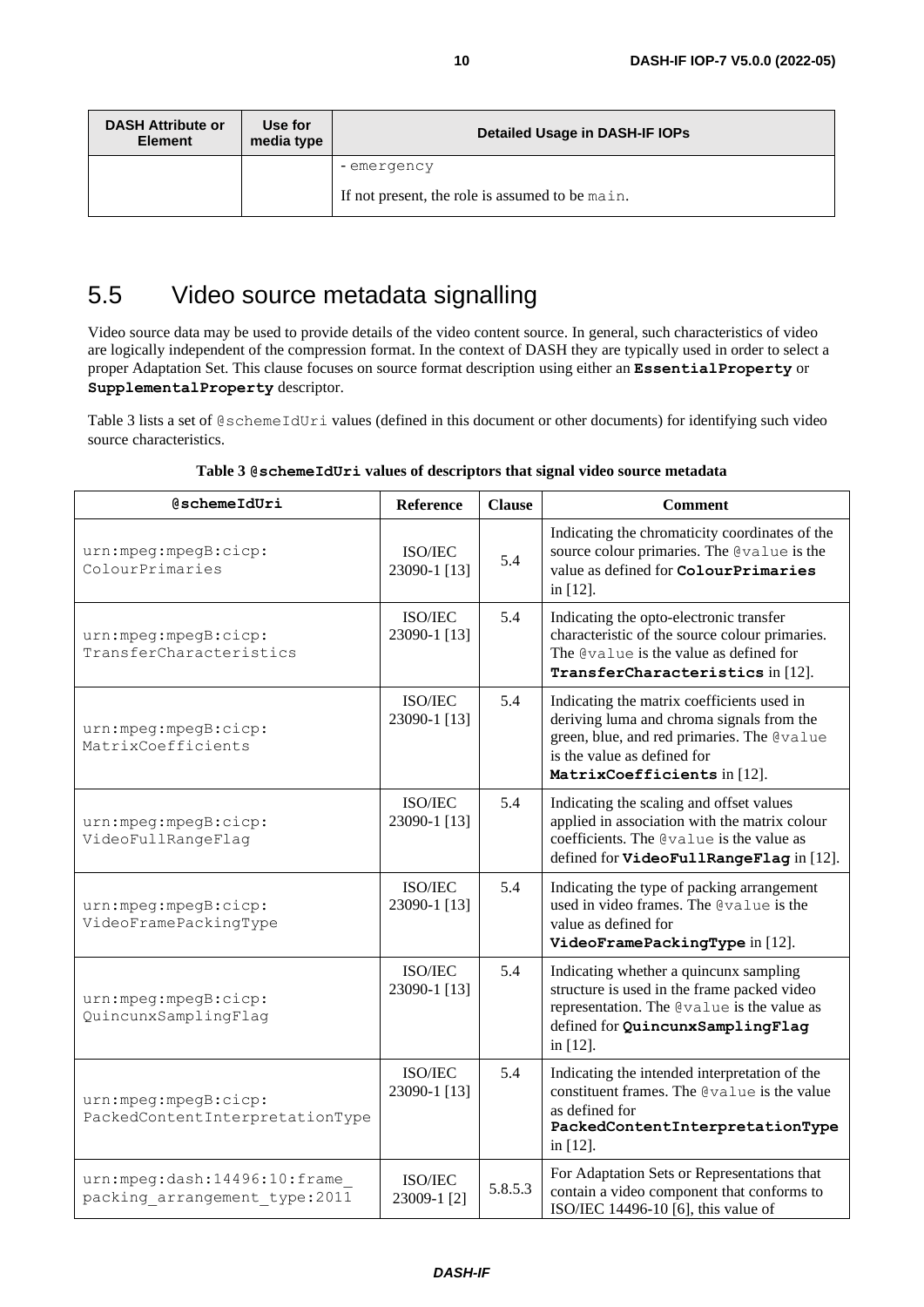| DASH Attribute or Element | Use for media type | Detailed Usage in DASH-IF IOPs |
|---|---|---|
| | | - emergency<br><br>If not present, the role is assumed to be main. |

## 5.5 Video source metadata signalling

Video source data may be used to provide details of the video content source. In general, such characteristics of video are logically independent of the compression format. In the context of DASH they are typically used in order to select a proper Adaptation Set. This clause focuses on source format description using either an **EssentialProperty** or **SupplementalProperty** descriptor.

Table 3 lists a set of @schemeIdUri values (defined in this document or other documents) for identifying such video source characteristics.

**Table 3 @schemeIdUri values of descriptors that signal video source metadata**

| @schemeIdUri | Reference | Clause | Comment |
|---|---|---|---|
| urn:mpeg:mpegB:cicp:ColourPrimaries | ISO/IEC 23090-1 [13] | 5.4 | Indicating the chromaticity coordinates of the source colour primaries. The @value is the value as defined for **ColourPrimaries** in [12]. |
| urn:mpeg:mpegB:cicp:TransferCharacteristics | ISO/IEC 23090-1 [13] | 5.4 | Indicating the opto-electronic transfer characteristic of the source colour primaries. The @value is the value as defined for **TransferCharacteristics** in [12]. |
| urn:mpeg:mpegB:cicp:MatrixCoefficients | ISO/IEC 23090-1 [13] | 5.4 | Indicating the matrix coefficients used in deriving luma and chroma signals from the green, blue, and red primaries. The @value is the value as defined for **MatrixCoefficients** in [12]. |
| urn:mpeg:mpegB:cicp:VideoFullRangeFlag | ISO/IEC 23090-1 [13] | 5.4 | Indicating the scaling and offset values applied in association with the matrix colour coefficients. The @value is the value as defined for **VideoFullRangeFlag** in [12]. |
| urn:mpeg:mpegB:cicp:VideoFramePackingType | ISO/IEC 23090-1 [13] | 5.4 | Indicating the type of packing arrangement used in video frames. The @value is the value as defined for **VideoFramePackingType** in [12]. |
| urn:mpeg:mpegB:cicp:QuincunxSamplingFlag | ISO/IEC 23090-1 [13] | 5.4 | Indicating whether a quincunx sampling structure is used in the frame packed video representation. The @value is the value as defined for **QuincunxSamplingFlag** in [12]. |
| urn:mpeg:mpegB:cicp:PackedContentInterpretationType | ISO/IEC 23090-1 [13] | 5.4 | Indicating the intended interpretation of the constituent frames. The @value is the value as defined for **PackedContentInterpretationType** in [12]. |
| urn:mpeg:dash:14496:10:frame_packing_arrangement_type:2011 | ISO/IEC 23009-1 [2] | 5.8.5.3 | For Adaptation Sets or Representations that contain a video component that conforms to ISO/IEC 14496-10 [6], this value of |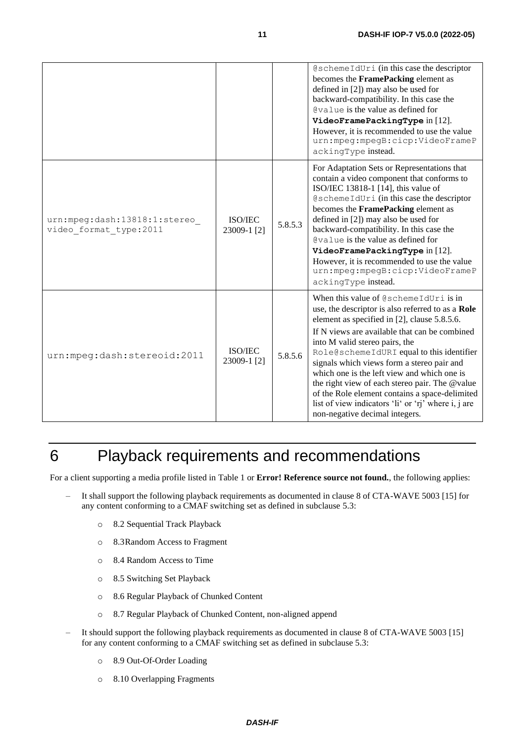| | | | |
|---|---|---|---|
| | | | @schemeIdUri (in this case the descriptor becomes the **FramePacking** element as defined in [2]) may also be used for backward-compatibility. In this case the @value is the value as defined for **VideoFramePackingType** in [12]. However, it is recommended to use the value urn:mpeg:mpegB:cicp:VideoFramePackingType instead. |
| urn:mpeg:dash:13818:1:stereo_video_format_type:2011 | ISO/IEC 23009-1 [2] | 5.8.5.3 | For Adaptation Sets or Representations that contain a video component that conforms to ISO/IEC 13818-1 [14], this value of @schemeIdUri (in this case the descriptor becomes the **FramePacking** element as defined in [2]) may also be used for backward-compatibility. In this case the @value is the value as defined for **VideoFramePackingType** in [12]. However, it is recommended to use the value urn:mpeg:mpegB:cicp:VideoFramePackingType instead. |
| urn:mpeg:dash:stereoid:2011 | ISO/IEC 23009-1 [2] | 5.8.5.6 | When this value of @schemeIdUri is in use, the descriptor is also referred to as a **Role** element as specified in [2], clause 5.8.5.6. If N views are available that can be combined into M valid stereo pairs, the Role@schemeIdURI equal to this identifier signals which views form a stereo pair and which one is the left view and which one is the right view of each stereo pair. The @value of the Role element contains a space-delimited list of view indicators 'li' or 'rj' where i, j are non-negative decimal integers. |

# 6 Playback requirements and recommendations

For a client supporting a media profile listed in Table 1 or **Error! Reference source not found.**, the following applies:

- It shall support the following playback requirements as documented in clause 8 of CTA-WAVE 5003 [15] for any content conforming to a CMAF switching set as defined in subclause 5.3:
  - 8.2 Sequential Track Playback
  - 8.3Random Access to Fragment
  - 8.4 Random Access to Time
  - 8.5 Switching Set Playback
  - 8.6 Regular Playback of Chunked Content
  - 8.7 Regular Playback of Chunked Content, non-aligned append
- It should support the following playback requirements as documented in clause 8 of CTA-WAVE 5003 [15] for any content conforming to a CMAF switching set as defined in subclause 5.3:
  - 8.9 Out-Of-Order Loading
  - 8.10 Overlapping Fragments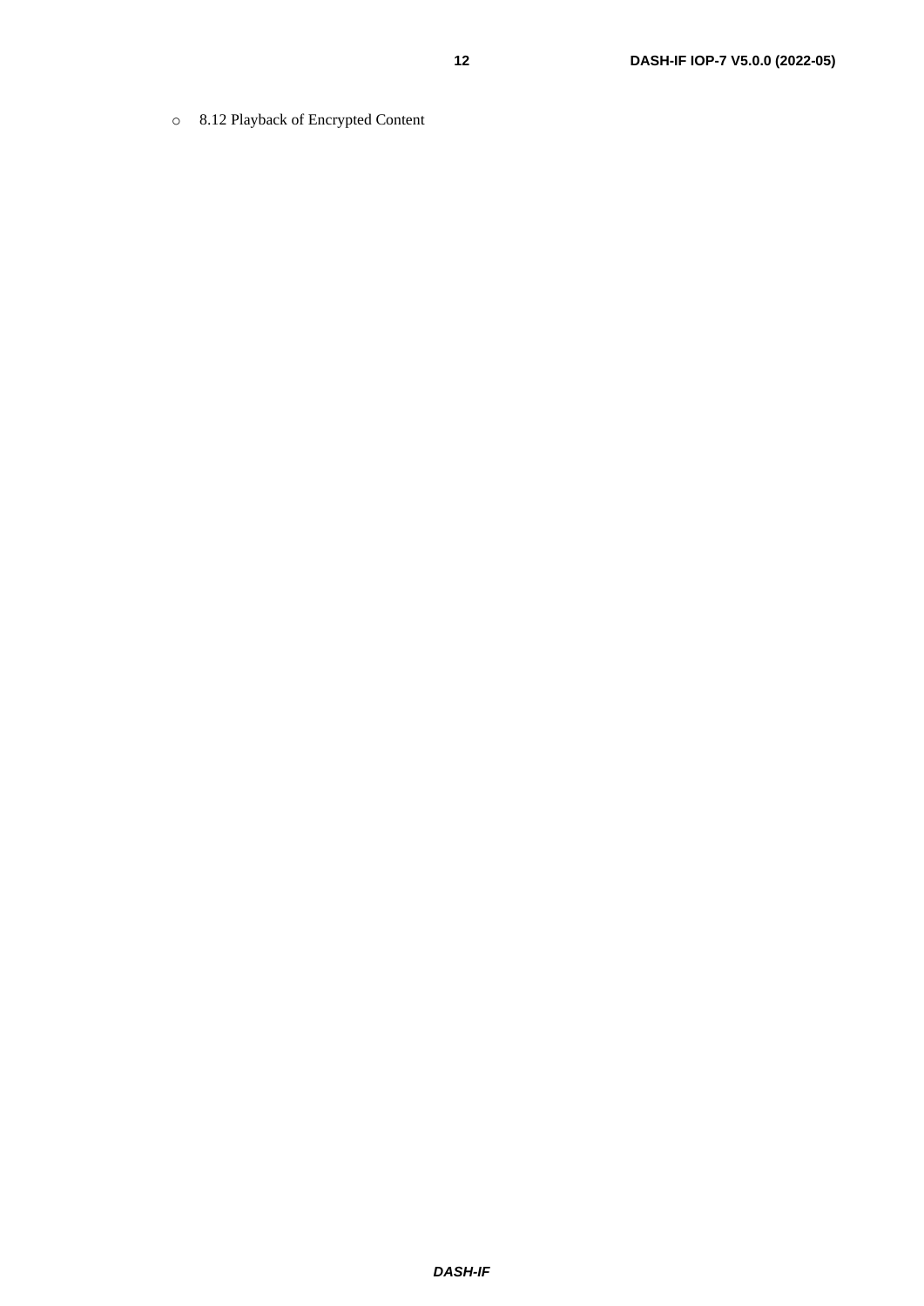- 8.12 Playback of Encrypted Content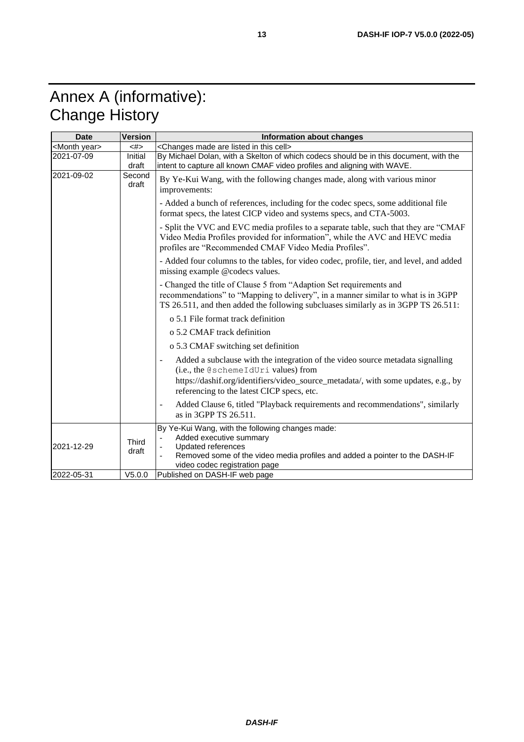# Annex A (informative): Change History

| Date | Version | Information about changes |
|---|---|---|
| <Month year> | <#> | <Changes made are listed in this cell> |
| 2021-07-09 | Initial draft | By Michael Dolan, with a Skelton of which codecs should be in this document, with the intent to capture all known CMAF video profiles and aligning with WAVE. |
| 2021-09-02 | Second draft | By Ye-Kui Wang, with the following changes made, along with various minor improvements:<br>- Added a bunch of references, including for the codec specs, some additional file format specs, the latest CICP video and systems specs, and CTA-5003.<br>- Split the VVC and EVC media profiles to a separate table, such that they are "CMAF Video Media Profiles provided for information", while the AVC and HEVC media profiles are "Recommended CMAF Video Media Profiles".<br>- Added four columns to the tables, for video codec, profile, tier, and level, and added missing example @codecs values.<br>- Changed the title of Clause 5 from "Adaption Set requirements and recommendations" to "Mapping to delivery", in a manner similar to what is in 3GPP TS 26.511, and then added the following subcluases similarly as in 3GPP TS 26.511:<br>o 5.1 File format track definition<br>o 5.2 CMAF track definition<br>o 5.3 CMAF switching set definition<br>- Added a subclause with the integration of the video source metadata signalling (i.e., the @schemeIdUri values) from https://dashif.org/identifiers/video_source_metadata/, with some updates, e.g., by referencing to the latest CICP specs, etc.<br>- Added Clause 6, titled "Playback requirements and recommendations", similarly as in 3GPP TS 26.511. |
| 2021-12-29 | Third draft | By Ye-Kui Wang, with the following changes made:<br>- Added executive summary<br>- Updated references<br>- Removed some of the video media profiles and added a pointer to the DASH-IF video codec registration page |
| 2022-05-31 | V5.0.0 | Published on DASH-IF web page |